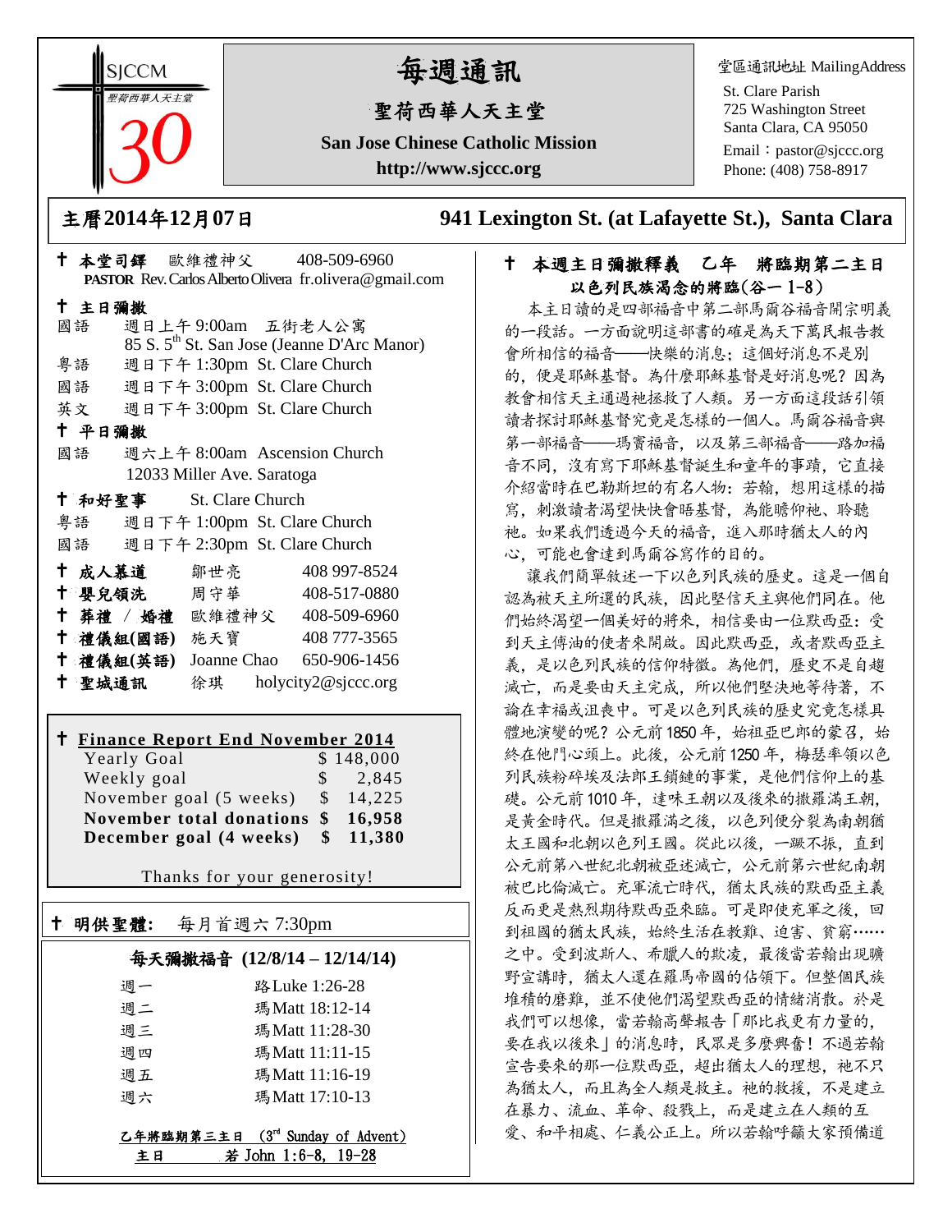SJCCM 聖荷西華人天主堂 30

# 每週通訊

## 聖荷西華人天主堂

**San Jose Chinese Catholic Mission**

**http://www.sjccc.org**

堂區通訊地址 MailingAddress

St. Clare Parish
725 Washington Street
Santa Clara, CA 95050
Email：pastor@sjccc.org
Phone: (408) 758-8917

**主曆2014年12月07日** **941 Lexington St. (at Lafayette St.), Santa Clara**

**† 本堂司鐸** 歐維禮神父 408-509-6960
**PASTOR** Rev. Carlos Alberto Olivera fr.olivera@gmail.com

**† 主日彌撒**

國語 週日上午 9:00am 五街老人公寓
85 S. 5th St. San Jose (Jeanne D'Arc Manor)
粵語 週日下午 1:30pm St. Clare Church
國語 週日下午 3:00pm St. Clare Church
英文 週日下午 3:00pm St. Clare Church

**† 平日彌撒**

國語 週六上午 8:00am Ascension Church
12033 Miller Ave. Saratoga

**† 和好聖事** St. Clare Church

粵語 週日下午 1:00pm St. Clare Church
國語 週日下午 2:30pm St. Clare Church

| | | |
|---|---|---|
| **† 成人慕道** | 鄒世亮 | 408 997-8524 |
| **† 嬰兒領洗** | 周守華 | 408-517-0880 |
| **† 葬禮 / 婚禮** | 歐維禮神父 | 408-509-6960 |
| **† 禮儀組(國語)** | 施天寶 | 408 777-3565 |
| **† 禮儀組(英語)** | Joanne Chao | 650-906-1456 |
| **† 聖城通訊** | 徐琪 | holycity2@sjccc.org |

**† Finance Report End November 2014**

| | |
|---|---|
| Yearly Goal | $ 148,000 |
| Weekly goal | $ 2,845 |
| November goal (5 weeks) | $ 14,225 |
| **November total donations** | **$ 16,958** |
| **December goal (4 weeks)** | **$ 11,380** |

Thanks for your generosity!

**† 明供聖體:** 每月首週六 7:30pm

**每天彌撒福音 (12/8/14 – 12/14/14)**

| | |
|---|---|
| 週一 | 路 Luke 1:26-28 |
| 週二 | 瑪 Matt 18:12-14 |
| 週三 | 瑪 Matt 11:28-30 |
| 週四 | 瑪 Matt 11:11-15 |
| 週五 | 瑪 Matt 11:16-19 |
| 週六 | 瑪 Matt 17:10-13 |

乙年將臨期第三主日 (3rd Sunday of Advent)
主日 若 John 1:6-8, 19-28

**† 本週主日彌撒釋義 乙年 將臨期第二主日**
**以色列民族渴念的將臨(谷一 1-8)**

本主日讀的是四部福音中第二部馬爾谷福音開宗明義的一段話。一方面說明這部書的確是為天下萬民報告教會所相信的福音——快樂的消息；這個好消息不是別的，便是耶穌基督。為什麼耶穌基督是好消息呢？因為教會相信天主通過祂拯救了人類。另一方面這段話引領讀者探討耶穌基督究竟是怎樣的一個人。馬爾谷福音與第一部福音——瑪竇福音，以及第三部福音——路加福音不同，沒有寫下耶穌基督誕生和童年的事蹟，它直接介紹當時在巴勒斯坦的有名人物：若翰，想用這樣的描寫，刺激讀者渴望快快會晤基督，為能瞻仰祂、聆聽祂。如果我們透過今天的福音，進入那時猶太人的內心，可能也會達到馬爾谷寫作的目的。

讓我們簡單敘述一下以色列民族的歷史。這是一個自認為被天主所選的民族，因此堅信天主與他們同在。他們始終渴望一個美好的將來，相信要由一位默西亞：受到天主傅油的使者來開啟。因此默西亞，或者默西亞主義，是以色列民族的信仰特徵。為他們，歷史不是自趨滅亡，而是要由天主完成，所以他們堅決地等待著，不論在幸福或沮喪中。可是以色列民族的歷史究竟怎樣具體地演變的呢？公元前 1850 年，始祖亞巴郎的蒙召，始終在他們心頭上。此後，公元前 1250 年，梅瑟率領以色列民族粉碎埃及法郎王鎖鏈的事業，是他們信仰上的基礎。公元前 1010 年，達味王朝以及後來的撒羅滿王朝，是黃金時代。但是撒羅滿之後，以色列便分裂為南朝猶太王國和北朝以色列王國。從此以後，一蹶不振，直到公元前第八世紀北朝被亞述滅亡，公元前第六世紀南朝被巴比倫滅亡。充軍流亡時代，猶太民族的默西亞主義反而更是熱烈期待默西亞來臨。可是即使充軍之後，回到祖國的猶太民族，始終生活在教難、迫害、貧窮……之中。受到波斯人、希臘人的欺凌，最後當若翰出現曠野宣講時，猶太人還在羅馬帝國的佔領下。但整個民族堆積的磨難，並不使他們渴望默西亞的情緒消散。於是我們可以想像，當若翰高聲報告「那比我更有力量的，要在我以後來」的消息時，民眾是多麼興奮！不過若翰宣告要來的那一位默西亞，超出猶太人的理想，祂不只為猶太人，而且為全人類是救主。祂的救援，不是建立在暴力、流血、革命、殺戮上，而是建立在人類的互愛、和平相處、仁義公正上。所以若翰呼籲大家預備道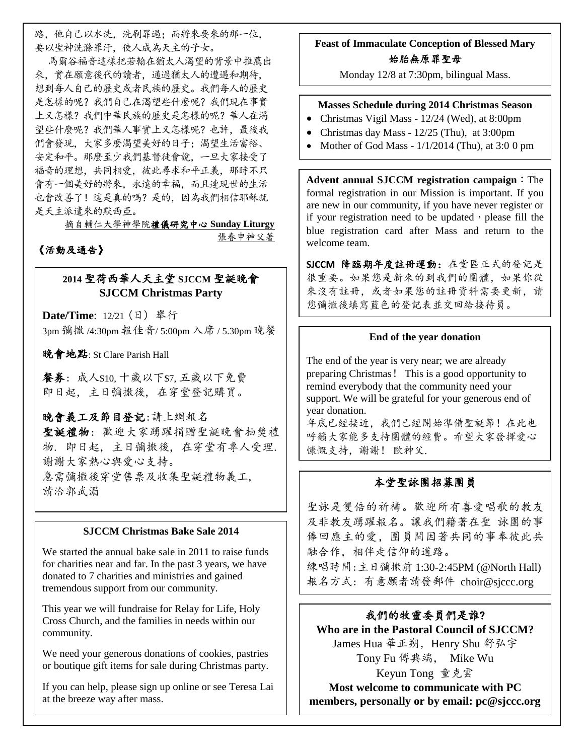路，他自己以水洗，洗刷罪過；而將來要來的那一位，要以聖神洗滌罪汙，使人成為天主的子女。

馬爾谷福音這樣把若翰在猶太人渴望的背景中推薦出來，實在願意後代的讀者，通過猶太人的遭遇和期待，想到每人自己的歷史或者民族的歷史。我們每人的歷史是怎樣的呢？我們自己在渴望些什麼呢？我們現在事實上又怎樣？我們中華民族的歷史是怎樣的呢？華人在渴望些什麼呢？我們華人事實上又怎樣呢？也許，最後我們會發現，大家多麼渴望美好的日子；渴望生活富裕、安定和平。那麼至少我們基督徒會說，一旦大家接受了福音的理想，共同相愛，彼此尋求和平正義，那時不只會有一個美好的將來，永遠的幸福，而且連現世的生活也會改善了！這是真的嗎？是的，因為我們相信耶穌就是天主派遣來的默西亞。

摘自輔仁大學神學院**禮儀研究中心 Sunday Liturgy**
張春申神父著

## 《活動及通告》

### 2014 聖荷西華人天主堂 SJCCM 聖誕晚會 SJCCM Christmas Party

**Date/Time**: 12/21（日） 舉行
3pm 彌撒 /4:30pm 報佳音/ 5:00pm 入席 / 5.30pm 晚餐

**晚會地點**: St Clare Parish Hall

**餐券**：成人$10, 十歲以下$7, 五歲以下免費
即日起，主日彌撒後，在穿堂登記購買。

**晚會義工及節目登記**:請上網報名
**聖誕禮物**：歡迎大家踴躍捐贈聖誕晚會抽獎禮物．即日起，主日彌撒後，在穿堂有專人受理．謝謝大家熱心與愛心支持。
急需彌撒後穿堂售票及收集聖誕禮物義工，請洽郭武湄

### SJCCM Christmas Bake Sale 2014

We started the annual bake sale in 2011 to raise funds for charities near and far. In the past 3 years, we have donated to 7 charities and ministries and gained tremendous support from our community.

This year we will fundraise for Relay for Life, Holy Cross Church, and the families in needs within our community.

We need your generous donations of cookies, pastries or boutique gift items for sale during Christmas party.

If you can help, please sign up online or see Teresa Lai at the breeze way after mass.

### Feast of Immaculate Conception of Blessed Mary 始胎無原罪聖母

Monday 12/8 at 7:30pm, bilingual Mass.

### Masses Schedule during 2014 Christmas Season

- Christmas Vigil Mass - 12/24 (Wed), at 8:00pm
- Christmas day Mass - 12/25 (Thu), at 3:00pm
- Mother of God Mass - 1/1/2014 (Thu), at 3:0 0 pm

**Advent annual SJCCM registration campaign**：The formal registration in our Mission is important. If you are new in our community, if you have never register or if your registration need to be updated，please fill the blue registration card after Mass and return to the welcome team.

**SJCCM 降臨期年度註冊運動**：在堂區正式的登記是很重要。如果您是新來的到我們的團體，如果你從來沒有註冊，或者如果您的註冊資料需要更新，請您彌撒後填寫藍色的登記表並交回給接待員。

### End of the year donation

The end of the year is very near; we are already preparing Christmas！ This is a good opportunity to remind everybody that the community need your support. We will be grateful for your generous end of year donation.
年底已經接近，我們已經開始準備聖誕節！在此也呼籲大家能多支持團體的經費。希望大家發揮愛心慷慨支持，謝謝！ 歐神父.

### 本堂聖詠團招募團員

聖詠是雙倍的祈禱。歡迎所有喜愛唱歌的教友及非教友踴躍報名。讓我們藉著在聖 詠團的事俸回應主的愛，團員間因著共同的事奉彼此共融合作，相伴走信仰的道路。
練唱時間:主日彌撒前 1:30-2:45PM (@North Hall)
報名方式：有意願者請發郵件 choir@sjccc.org

### 我們的牧靈委員們是誰? Who are in the Pastoral Council of SJCCM?

James Hua 華正朔，Henry Shu 舒弘宇
Tony Fu 傅典端， Mike Wu
Keyun Tong 童克雲

**Most welcome to communicate with PC members, personally or by email: pc@sjccc.org**